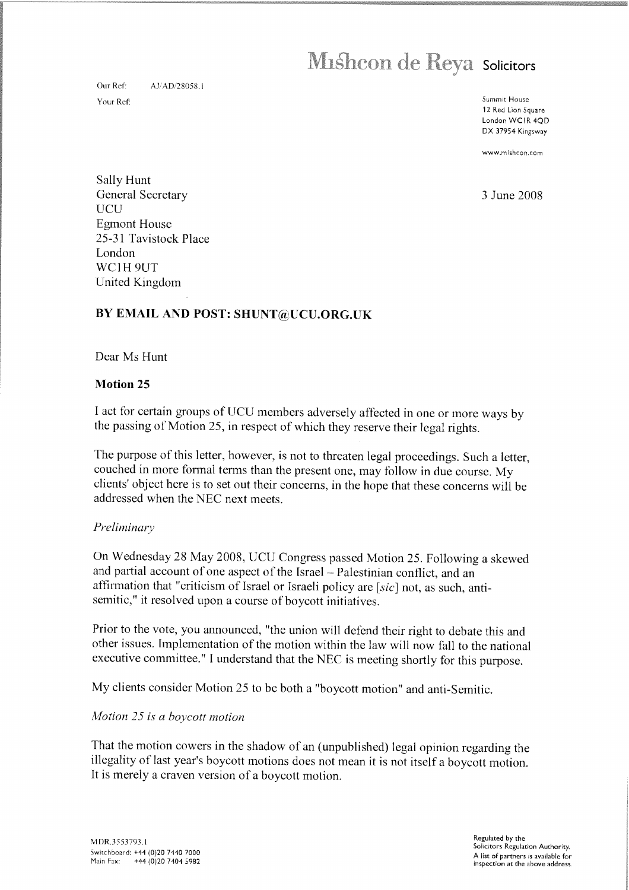# Mishcon de Reya Solicitors

Our Ref: AJ/AD/28058.1

Your Ref:

Summit House
12 Red Lion Square
London WC1R 4QD
DX 37954 Kingsway

www.mishcon.com

Sally Hunt
General Secretary
UCU
Egmont House
25-31 Tavistock Place
London
WC1H 9UT
United Kingdom

3 June 2008

**BY EMAIL AND POST: SHUNT@UCU.ORG.UK**

Dear Ms Hunt

**Motion 25**

I act for certain groups of UCU members adversely affected in one or more ways by the passing of Motion 25, in respect of which they reserve their legal rights.

The purpose of this letter, however, is not to threaten legal proceedings. Such a letter, couched in more formal terms than the present one, may follow in due course. My clients' object here is to set out their concerns, in the hope that these concerns will be addressed when the NEC next meets.

*Preliminary*

On Wednesday 28 May 2008, UCU Congress passed Motion 25. Following a skewed and partial account of one aspect of the Israel – Palestinian conflict, and an affirmation that "criticism of Israel or Israeli policy are [*sic*] not, as such, anti-semitic," it resolved upon a course of boycott initiatives.

Prior to the vote, you announced, "the union will defend their right to debate this and other issues. Implementation of the motion within the law will now fall to the national executive committee." I understand that the NEC is meeting shortly for this purpose.

My clients consider Motion 25 to be both a "boycott motion" and anti-Semitic.

*Motion 25 is a boycott motion*

That the motion cowers in the shadow of an (unpublished) legal opinion regarding the illegality of last year's boycott motions does not mean it is not itself a boycott motion. It is merely a craven version of a boycott motion.

MDR.3553793.1
Switchboard: +44 (0)20 7440 7000
Main Fax: +44 (0)20 7404 5982

Regulated by the Solicitors Regulation Authority.
A list of partners is available for inspection at the above address.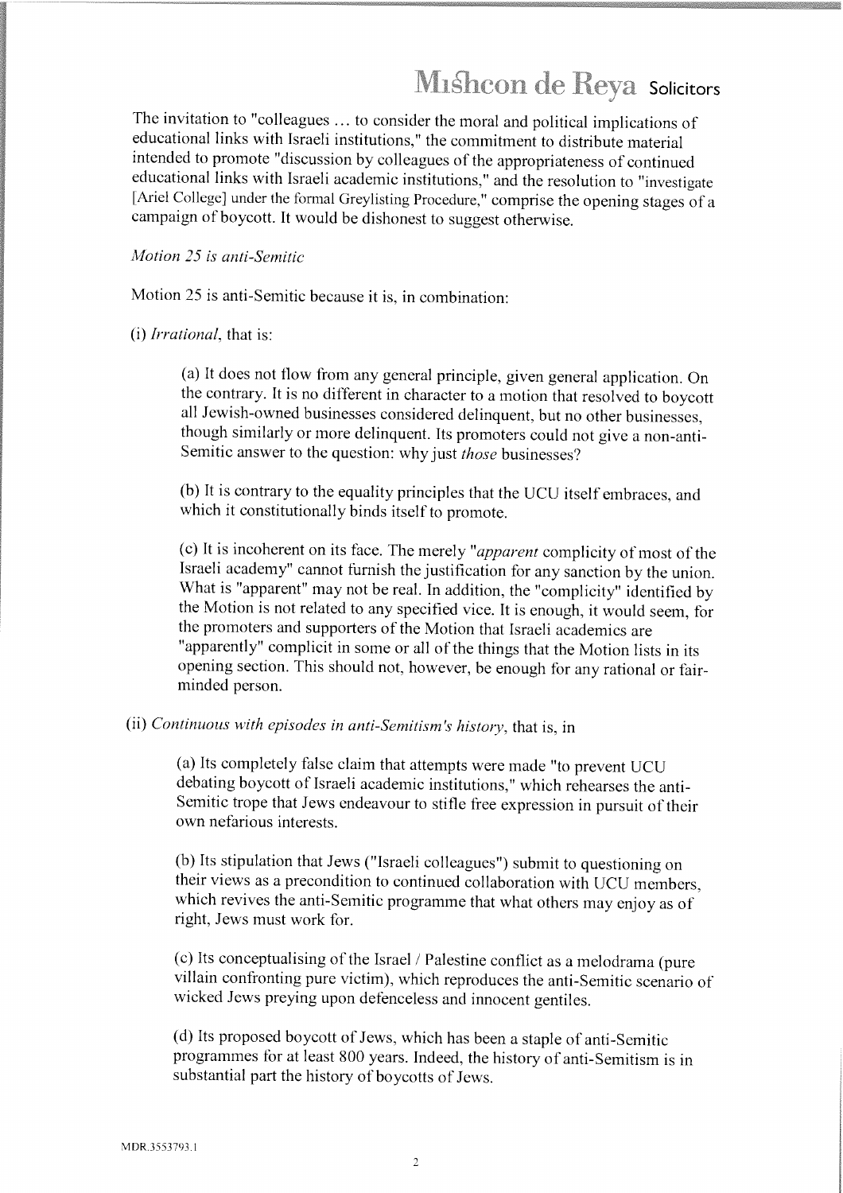The invitation to "colleagues ... to consider the moral and political implications of educational links with Israeli institutions," the commitment to distribute material intended to promote "discussion by colleagues of the appropriateness of continued educational links with Israeli academic institutions," and the resolution to "investigate [Ariel College] under the formal Greylisting Procedure," comprise the opening stages of a campaign of boycott. It would be dishonest to suggest otherwise.

*Motion 25 is anti-Semitic*

Motion 25 is anti-Semitic because it is, in combination:

(i) *Irrational*, that is:

> (a) It does not flow from any general principle, given general application. On the contrary. It is no different in character to a motion that resolved to boycott all Jewish-owned businesses considered delinquent, but no other businesses, though similarly or more delinquent. Its promoters could not give a non-anti-Semitic answer to the question: why just *those* businesses?
>
> (b) It is contrary to the equality principles that the UCU itself embraces, and which it constitutionally binds itself to promote.
>
> (c) It is incoherent on its face. The merely "*apparent* complicity of most of the Israeli academy" cannot furnish the justification for any sanction by the union. What is "apparent" may not be real. In addition, the "complicity" identified by the Motion is not related to any specified vice. It is enough, it would seem, for the promoters and supporters of the Motion that Israeli academics are "apparently" complicit in some or all of the things that the Motion lists in its opening section. This should not, however, be enough for any rational or fair-minded person.

(ii) *Continuous with episodes in anti-Semitism's history*, that is, in

> (a) Its completely false claim that attempts were made "to prevent UCU debating boycott of Israeli academic institutions," which rehearses the anti-Semitic trope that Jews endeavour to stifle free expression in pursuit of their own nefarious interests.
>
> (b) Its stipulation that Jews ("Israeli colleagues") submit to questioning on their views as a precondition to continued collaboration with UCU members, which revives the anti-Semitic programme that what others may enjoy as of right, Jews must work for.
>
> (c) Its conceptualising of the Israel / Palestine conflict as a melodrama (pure villain confronting pure victim), which reproduces the anti-Semitic scenario of wicked Jews preying upon defenceless and innocent gentiles.
>
> (d) Its proposed boycott of Jews, which has been a staple of anti-Semitic programmes for at least 800 years. Indeed, the history of anti-Semitism is in substantial part the history of boycotts of Jews.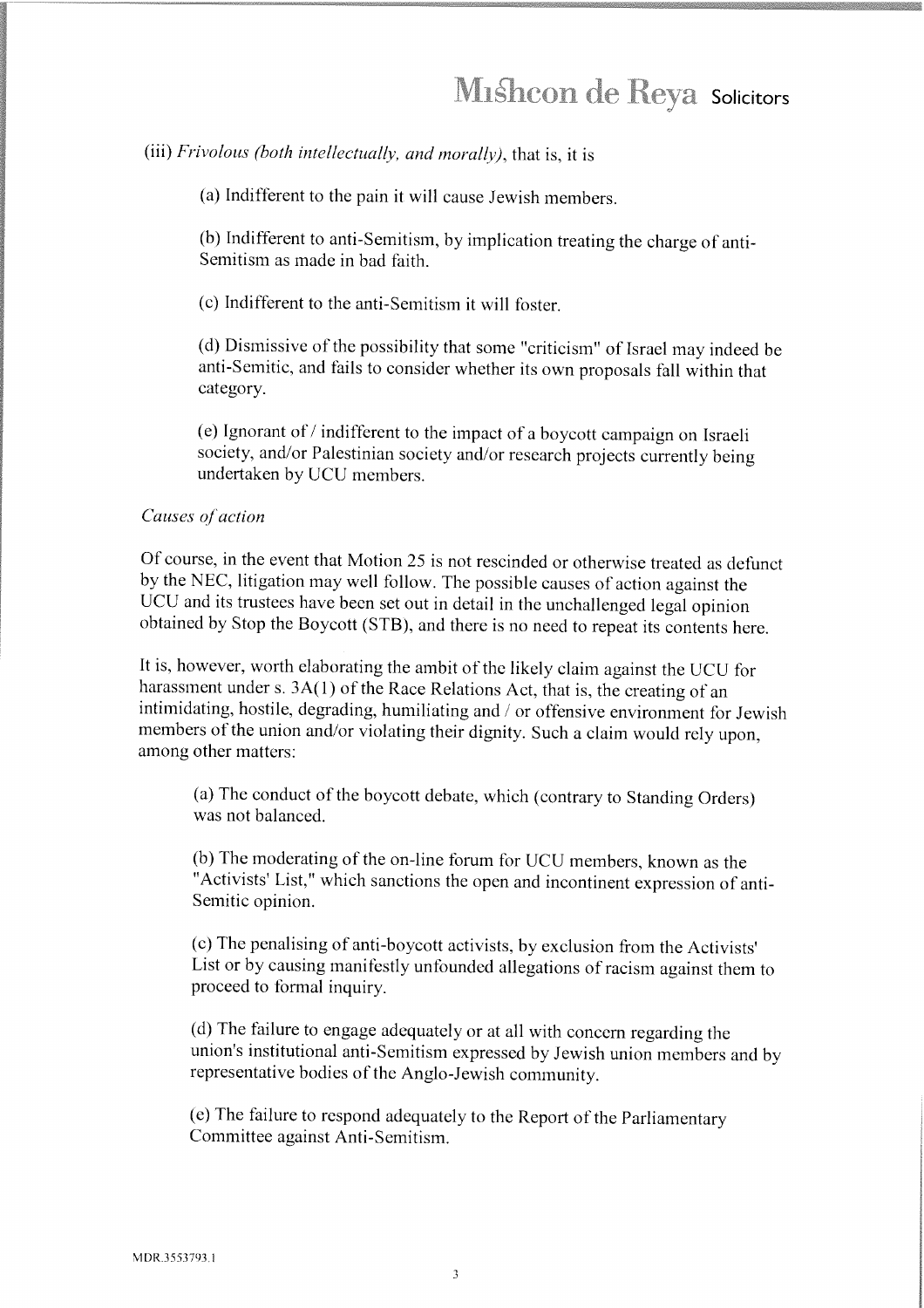(iii) *Frivolous (both intellectually, and morally)*, that is, it is

(a) Indifferent to the pain it will cause Jewish members.

(b) Indifferent to anti-Semitism, by implication treating the charge of anti-Semitism as made in bad faith.

(c) Indifferent to the anti-Semitism it will foster.

(d) Dismissive of the possibility that some "criticism" of Israel may indeed be anti-Semitic, and fails to consider whether its own proposals fall within that category.

(e) Ignorant of / indifferent to the impact of a boycott campaign on Israeli society, and/or Palestinian society and/or research projects currently being undertaken by UCU members.

*Causes of action*

Of course, in the event that Motion 25 is not rescinded or otherwise treated as defunct by the NEC, litigation may well follow. The possible causes of action against the UCU and its trustees have been set out in detail in the unchallenged legal opinion obtained by Stop the Boycott (STB), and there is no need to repeat its contents here.

It is, however, worth elaborating the ambit of the likely claim against the UCU for harassment under s. 3A(1) of the Race Relations Act, that is, the creating of an intimidating, hostile, degrading, humiliating and / or offensive environment for Jewish members of the union and/or violating their dignity. Such a claim would rely upon, among other matters:

(a) The conduct of the boycott debate, which (contrary to Standing Orders) was not balanced.

(b) The moderating of the on-line forum for UCU members, known as the "Activists' List," which sanctions the open and incontinent expression of anti-Semitic opinion.

(c) The penalising of anti-boycott activists, by exclusion from the Activists' List or by causing manifestly unfounded allegations of racism against them to proceed to formal inquiry.

(d) The failure to engage adequately or at all with concern regarding the union's institutional anti-Semitism expressed by Jewish union members and by representative bodies of the Anglo-Jewish community.

(e) The failure to respond adequately to the Report of the Parliamentary Committee against Anti-Semitism.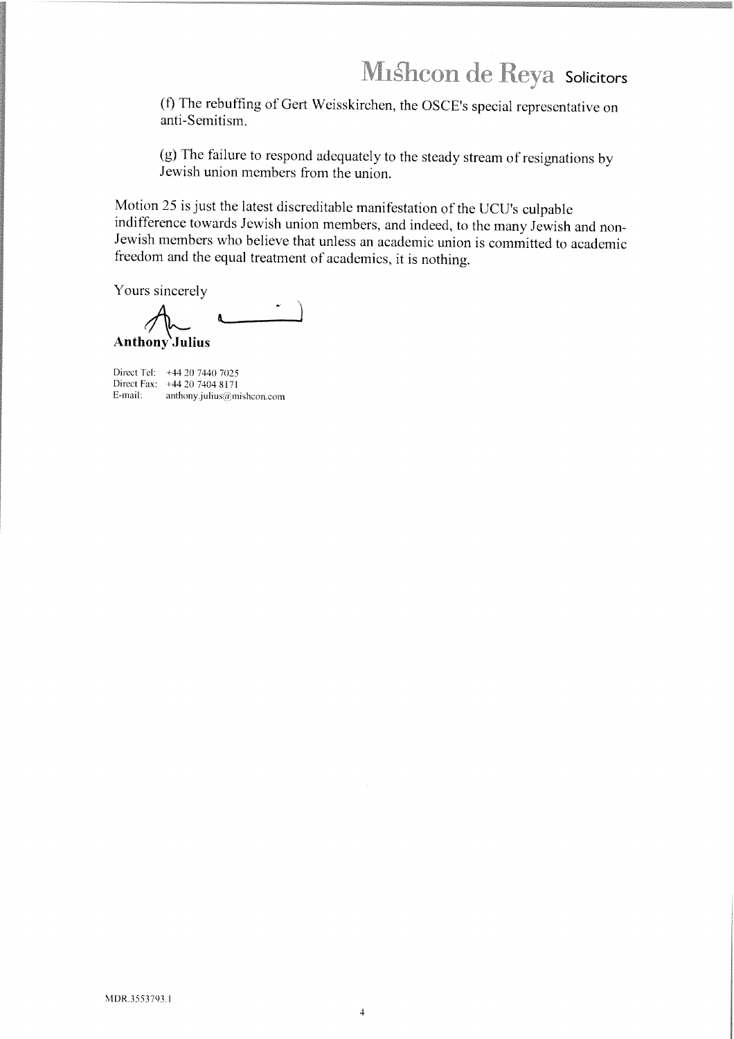(f) The rebuffing of Gert Weisskirchen, the OSCE's special representative on anti-Semitism.

(g) The failure to respond adequately to the steady stream of resignations by Jewish union members from the union.

Motion 25 is just the latest discreditable manifestation of the UCU's culpable indifference towards Jewish union members, and indeed, to the many Jewish and non-Jewish members who believe that unless an academic union is committed to academic freedom and the equal treatment of academics, it is nothing.

Yours sincerely

**Anthony Julius**

Direct Tel: +44 20 7440 7025
Direct Fax: +44 20 7404 8171
E-mail: anthony.julius@mishcon.com

MDR.3553793.1